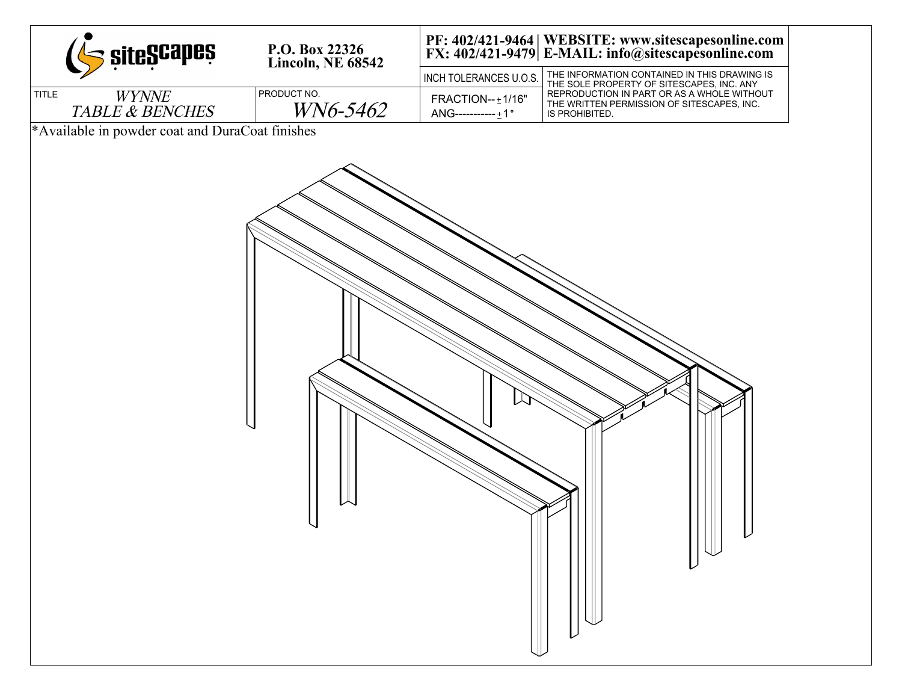**siteScapes**

**P.O. Box 22326**
**Lincoln, NE 68542**

**PF: 402/421-9464 | WEBSITE: www.sitescapesonline.com**
**FX: 402/421-9479 | E-MAIL: info@sitescapesonline.com**

| TITLE | PRODUCT NO. | INCH TOLERANCES U.O.S. | |
|---|---|---|---|
| *WYNNE TABLE & BENCHES* | *WN6-5462* | FRACTION-- ± 1/16" ANG----------- ± 1° | THE INFORMATION CONTAINED IN THIS DRAWING IS THE SOLE PROPERTY OF SITESCAPES, INC. ANY REPRODUCTION IN PART OR AS A WHOLE WITHOUT THE WRITTEN PERMISSION OF SITESCAPES, INC. IS PROHIBITED. |

*Available in powder coat and DuraCoat finishes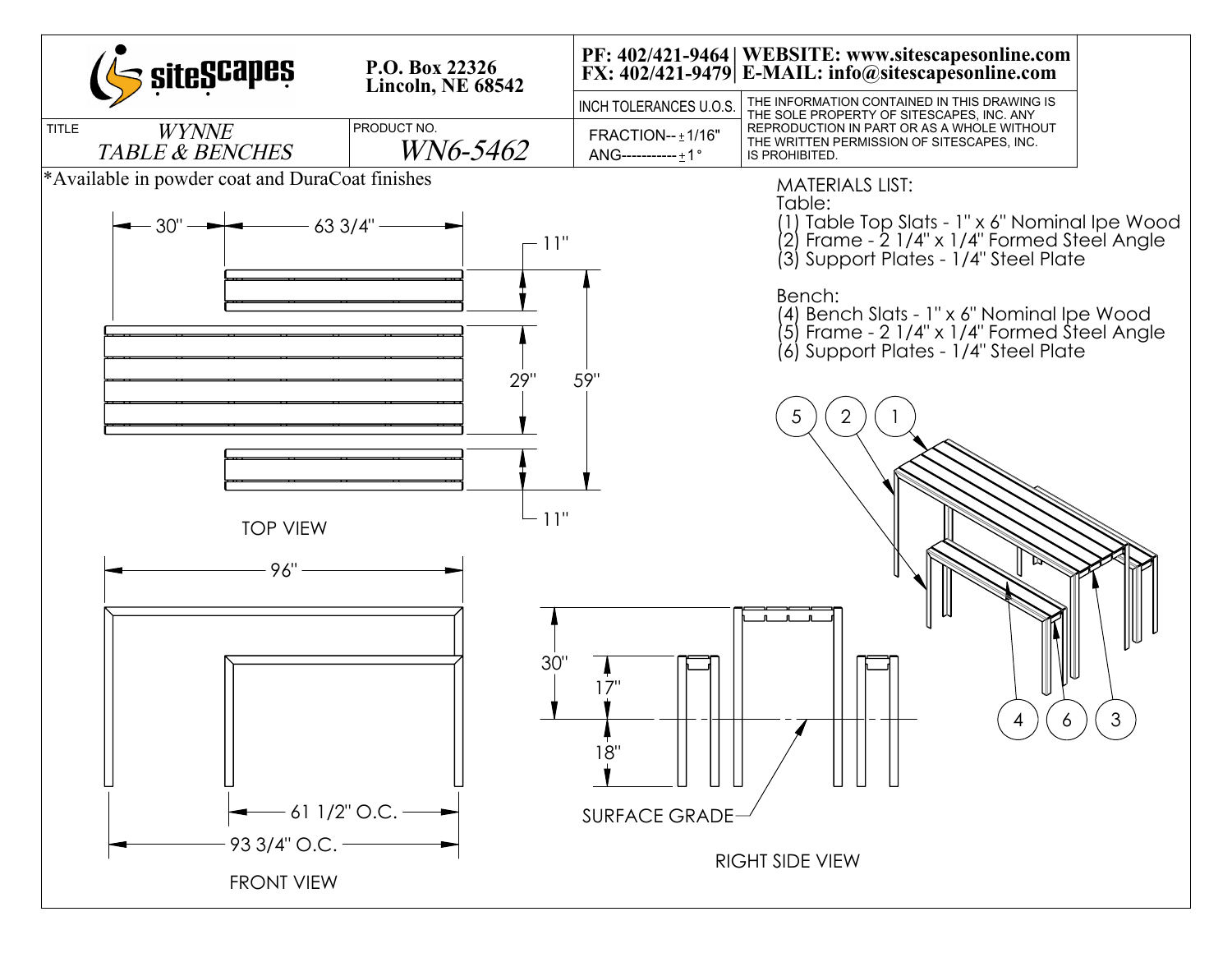siteScapes

P.O. Box 22326
Lincoln, NE 68542

PF: 402/421-9464 | WEBSITE: www.sitescapesonline.com
FX: 402/421-9479 | E-MAIL: info@sitescapesonline.com

INCH TOLERANCES U.O.S.

FRACTION-- ± 1/16"
ANG----------- ± 1°

THE INFORMATION CONTAINED IN THIS DRAWING IS THE SOLE PROPERTY OF SITESCAPES, INC. ANY REPRODUCTION IN PART OR AS A WHOLE WITHOUT THE WRITTEN PERMISSION OF SITESCAPES, INC. IS PROHIBITED.

TITLE *WYNNE TABLE & BENCHES*

PRODUCT NO. *WN6-5462*

*Available in powder coat and DuraCoat finishes

MATERIALS LIST:

Table:
(1) Table Top Slats - 1" x 6" Nominal Ipe Wood
(2) Frame - 2 1/4" x 1/4" Formed Steel Angle
(3) Support Plates - 1/4" Steel Plate

Bench:
(4) Bench Slats - 1" x 6" Nominal Ipe Wood
(5) Frame - 2 1/4" x 1/4" Formed Steel Angle
(6) Support Plates - 1/4" Steel Plate

30"
63 3/4"
11"
29"
59"
11"

TOP VIEW

96"
61 1/2" O.C.
93 3/4" O.C.

FRONT VIEW

30"
17"
18"
SURFACE GRADE

RIGHT SIDE VIEW

5 2 1
4 6 3